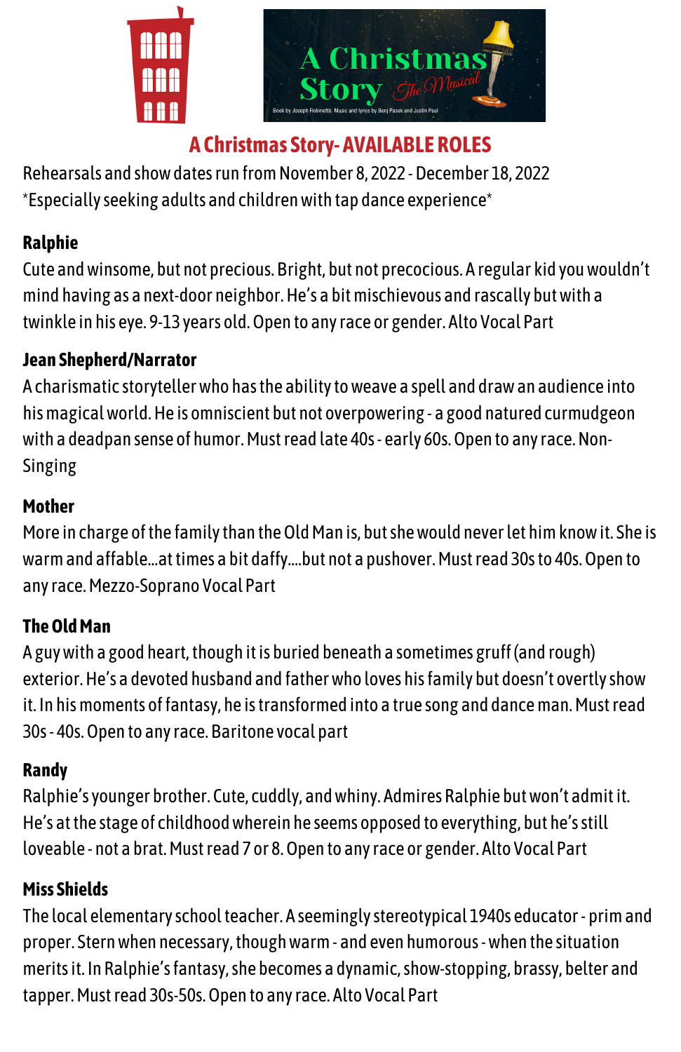A Christmas Story The Musical

Book by Joseph Robinette. Music and lyrics by Benj Pasek and Justin Paul

## A Christmas Story- AVAILABLE ROLES

Rehearsals and show dates run from November 8, 2022 - December 18, 2022

*Especially seeking adults and children with tap dance experience*

**Ralphie**

Cute and winsome, but not precious. Bright, but not precocious. A regular kid you wouldn't mind having as a next-door neighbor. He's a bit mischievous and rascally but with a twinkle in his eye. 9-13 years old. Open to any race or gender. Alto Vocal Part

**Jean Shepherd/Narrator**

A charismatic storyteller who has the ability to weave a spell and draw an audience into his magical world. He is omniscient but not overpowering - a good natured curmudgeon with a deadpan sense of humor. Must read late 40s - early 60s. Open to any race. Non-Singing

**Mother**

More in charge of the family than the Old Man is, but she would never let him know it. She is warm and affable...at times a bit daffy....but not a pushover. Must read 30s to 40s. Open to any race. Mezzo-Soprano Vocal Part

**The Old Man**

A guy with a good heart, though it is buried beneath a sometimes gruff (and rough) exterior. He's a devoted husband and father who loves his family but doesn't overtly show it. In his moments of fantasy, he is transformed into a true song and dance man. Must read 30s - 40s. Open to any race. Baritone vocal part

**Randy**

Ralphie's younger brother. Cute, cuddly, and whiny. Admires Ralphie but won't admit it. He's at the stage of childhood wherein he seems opposed to everything, but he's still loveable - not a brat. Must read 7 or 8. Open to any race or gender. Alto Vocal Part

**Miss Shields**

The local elementary school teacher. A seemingly stereotypical 1940s educator - prim and proper. Stern when necessary, though warm - and even humorous - when the situation merits it. In Ralphie's fantasy, she becomes a dynamic, show-stopping, brassy, belter and tapper. Must read 30s-50s. Open to any race. Alto Vocal Part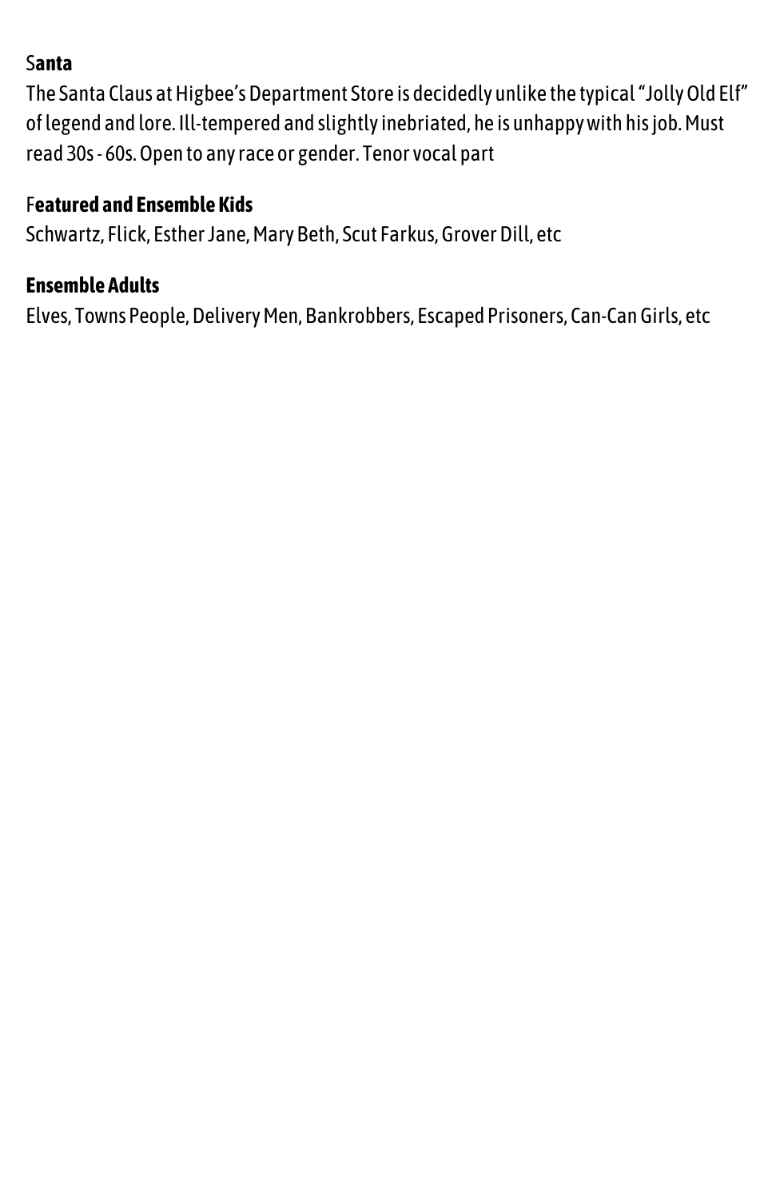**Santa**

The Santa Claus at Higbee's Department Store is decidedly unlike the typical "Jolly Old Elf" of legend and lore. Ill-tempered and slightly inebriated, he is unhappy with his job. Must read 30s - 60s. Open to any race or gender. Tenor vocal part

**Featured and Ensemble Kids**

Schwartz, Flick, Esther Jane, Mary Beth, Scut Farkus, Grover Dill, etc

**Ensemble Adults**

Elves, Towns People, Delivery Men, Bankrobbers, Escaped Prisoners, Can-Can Girls, etc